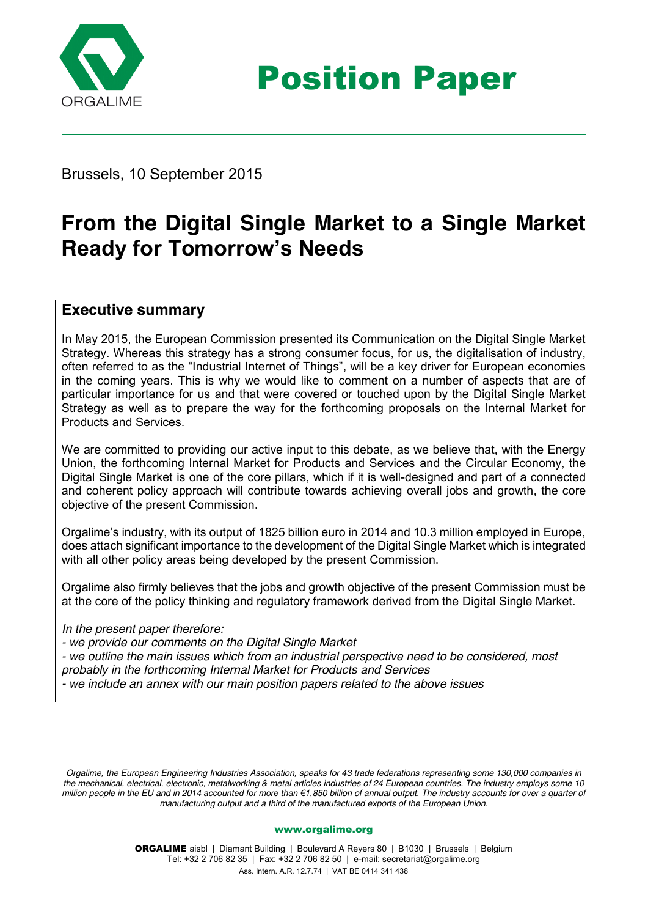# Position Paper

Brussels, 10 September 2015

## From the Digital Single Market to a Single Market Ready for Tomorrow's Needs

### Executive summary

In May 2015, the European Commission presented its Communication on the Digital Single Market Strategy. Whereas this strategy has a strong consumer focus, for us, the digitalisation of industry, often referred to as the "Industrial Internet of Things", will be a key driver for European economies in the coming years. This is why we would like to comment on a number of aspects that are of particular importance for us and that were covered or touched upon by the Digital Single Market Strategy as well as to prepare the way for the forthcoming proposals on the Internal Market for Products and Services.

We are committed to providing our active input to this debate, as we believe that, with the Energy Union, the forthcoming Internal Market for Products and Services and the Circular Economy, the Digital Single Market is one of the core pillars, which if it is well-designed and part of a connected and coherent policy approach will contribute towards achieving overall jobs and growth, the core objective of the present Commission.

Orgalime's industry, with its output of 1825 billion euro in 2014 and 10.3 million employed in Europe, does attach significant importance to the development of the Digital Single Market which is integrated with all other policy areas being developed by the present Commission.

Orgalime also firmly believes that the jobs and growth objective of the present Commission must be at the core of the policy thinking and regulatory framework derived from the Digital Single Market.

*In the present paper therefore:*

*- we provide our comments on the Digital Single Market*

*- we outline the main issues which from an industrial perspective need to be considered, most probably in the forthcoming Internal Market for Products and Services*

*- we include an annex with our main position papers related to the above issues*

*Orgalime, the European Engineering Industries Association, speaks for 43 trade federations representing some 130,000 companies in the mechanical, electrical, electronic, metalworking & metal articles industries of 24 European countries. The industry employs some 10 million people in the EU and in 2014 accounted for more than €1,850 billion of annual output. The industry accounts for over a quarter of manufacturing output and a third of the manufactured exports of the European Union.*

www.orgalime.org

**ORGALIME** aisbl | Diamant Building | Boulevard A Reyers 80 | B1030 | Brussels | Belgium
Tel: +32 2 706 82 35 | Fax: +32 2 706 82 50 | e-mail: secretariat@orgalime.org
Ass. Intern. A.R. 12.7.74 | VAT BE 0414 341 438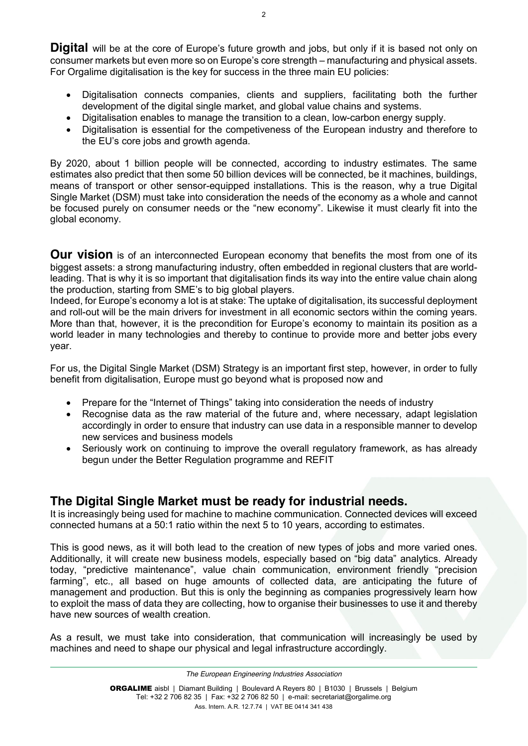**Digital** will be at the core of Europe's future growth and jobs, but only if it is based not only on consumer markets but even more so on Europe's core strength – manufacturing and physical assets. For Orgalime digitalisation is the key for success in the three main EU policies:

- Digitalisation connects companies, clients and suppliers, facilitating both the further development of the digital single market, and global value chains and systems.
- Digitalisation enables to manage the transition to a clean, low-carbon energy supply.
- Digitalisation is essential for the competiveness of the European industry and therefore to the EU's core jobs and growth agenda.

By 2020, about 1 billion people will be connected, according to industry estimates. The same estimates also predict that then some 50 billion devices will be connected, be it machines, buildings, means of transport or other sensor-equipped installations. This is the reason, why a true Digital Single Market (DSM) must take into consideration the needs of the economy as a whole and cannot be focused purely on consumer needs or the "new economy". Likewise it must clearly fit into the global economy.

**Our vision** is of an interconnected European economy that benefits the most from one of its biggest assets: a strong manufacturing industry, often embedded in regional clusters that are world-leading. That is why it is so important that digitalisation finds its way into the entire value chain along the production, starting from SME's to big global players.

Indeed, for Europe's economy a lot is at stake: The uptake of digitalisation, its successful deployment and roll-out will be the main drivers for investment in all economic sectors within the coming years. More than that, however, it is the precondition for Europe's economy to maintain its position as a world leader in many technologies and thereby to continue to provide more and better jobs every year.

For us, the Digital Single Market (DSM) Strategy is an important first step, however, in order to fully benefit from digitalisation, Europe must go beyond what is proposed now and

- Prepare for the "Internet of Things" taking into consideration the needs of industry
- Recognise data as the raw material of the future and, where necessary, adapt legislation accordingly in order to ensure that industry can use data in a responsible manner to develop new services and business models
- Seriously work on continuing to improve the overall regulatory framework, as has already begun under the Better Regulation programme and REFIT

## The Digital Single Market must be ready for industrial needs.

It is increasingly being used for machine to machine communication. Connected devices will exceed connected humans at a 50:1 ratio within the next 5 to 10 years, according to estimates.

This is good news, as it will both lead to the creation of new types of jobs and more varied ones. Additionally, it will create new business models, especially based on "big data" analytics. Already today, "predictive maintenance", value chain communication, environment friendly "precision farming", etc., all based on huge amounts of collected data, are anticipating the future of management and production. But this is only the beginning as companies progressively learn how to exploit the mass of data they are collecting, how to organise their businesses to use it and thereby have new sources of wealth creation.

As a result, we must take into consideration, that communication will increasingly be used by machines and need to shape our physical and legal infrastructure accordingly.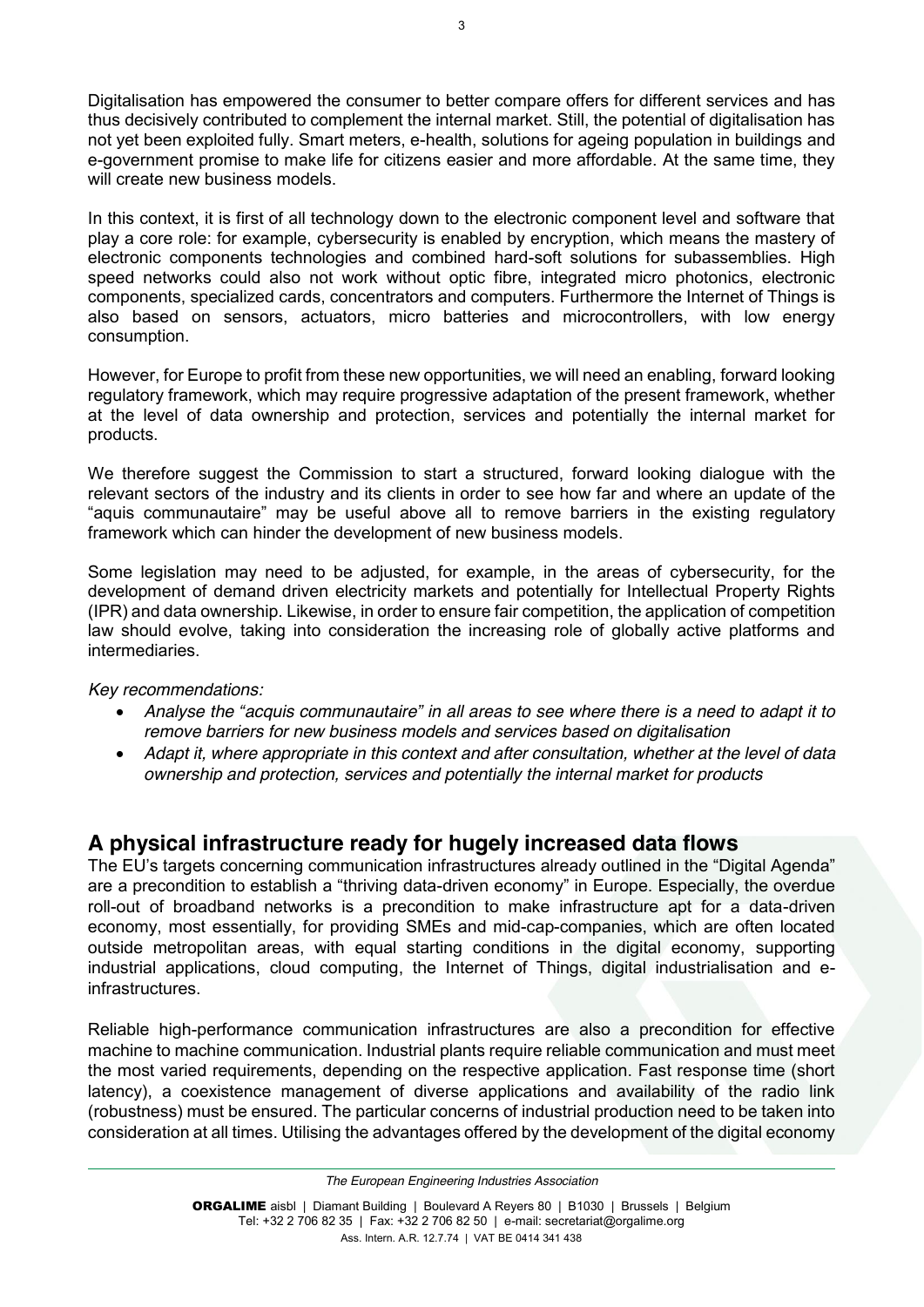Digitalisation has empowered the consumer to better compare offers for different services and has thus decisively contributed to complement the internal market. Still, the potential of digitalisation has not yet been exploited fully. Smart meters, e-health, solutions for ageing population in buildings and e-government promise to make life for citizens easier and more affordable. At the same time, they will create new business models.

In this context, it is first of all technology down to the electronic component level and software that play a core role: for example, cybersecurity is enabled by encryption, which means the mastery of electronic components technologies and combined hard-soft solutions for subassemblies. High speed networks could also not work without optic fibre, integrated micro photonics, electronic components, specialized cards, concentrators and computers. Furthermore the Internet of Things is also based on sensors, actuators, micro batteries and microcontrollers, with low energy consumption.

However, for Europe to profit from these new opportunities, we will need an enabling, forward looking regulatory framework, which may require progressive adaptation of the present framework, whether at the level of data ownership and protection, services and potentially the internal market for products.

We therefore suggest the Commission to start a structured, forward looking dialogue with the relevant sectors of the industry and its clients in order to see how far and where an update of the "aquis communautaire" may be useful above all to remove barriers in the existing regulatory framework which can hinder the development of new business models.

Some legislation may need to be adjusted, for example, in the areas of cybersecurity, for the development of demand driven electricity markets and potentially for Intellectual Property Rights (IPR) and data ownership. Likewise, in order to ensure fair competition, the application of competition law should evolve, taking into consideration the increasing role of globally active platforms and intermediaries.

*Key recommendations:*

- *Analyse the "acquis communautaire" in all areas to see where there is a need to adapt it to remove barriers for new business models and services based on digitalisation*
- *Adapt it, where appropriate in this context and after consultation, whether at the level of data ownership and protection, services and potentially the internal market for products*

## A physical infrastructure ready for hugely increased data flows

The EU's targets concerning communication infrastructures already outlined in the "Digital Agenda" are a precondition to establish a "thriving data-driven economy" in Europe. Especially, the overdue roll-out of broadband networks is a precondition to make infrastructure apt for a data-driven economy, most essentially, for providing SMEs and mid-cap-companies, which are often located outside metropolitan areas, with equal starting conditions in the digital economy, supporting industrial applications, cloud computing, the Internet of Things, digital industrialisation and e-infrastructures.

Reliable high-performance communication infrastructures are also a precondition for effective machine to machine communication. Industrial plants require reliable communication and must meet the most varied requirements, depending on the respective application. Fast response time (short latency), a coexistence management of diverse applications and availability of the radio link (robustness) must be ensured. The particular concerns of industrial production need to be taken into consideration at all times. Utilising the advantages offered by the development of the digital economy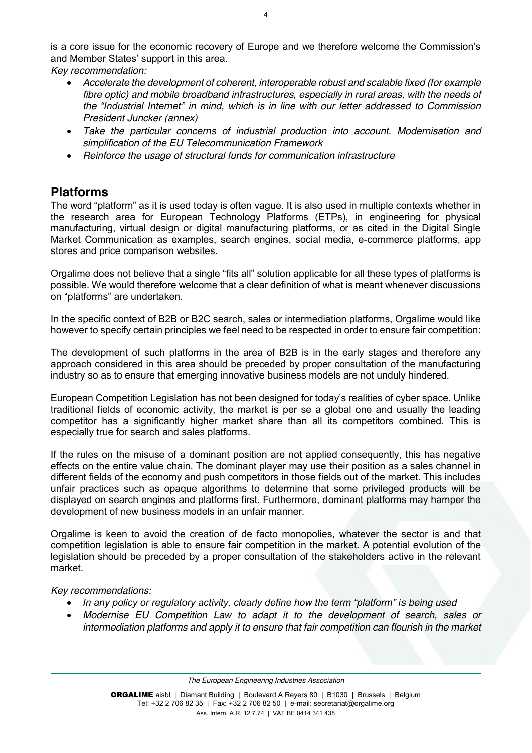is a core issue for the economic recovery of Europe and we therefore welcome the Commission's and Member States' support in this area.

*Key recommendation:*

- *Accelerate the development of coherent, interoperable robust and scalable fixed (for example fibre optic) and mobile broadband infrastructures, especially in rural areas, with the needs of the "Industrial Internet" in mind, which is in line with our letter addressed to Commission President Juncker (annex)*
- *Take the particular concerns of industrial production into account. Modernisation and simplification of the EU Telecommunication Framework*
- *Reinforce the usage of structural funds for communication infrastructure*

## Platforms

The word "platform" as it is used today is often vague. It is also used in multiple contexts whether in the research area for European Technology Platforms (ETPs), in engineering for physical manufacturing, virtual design or digital manufacturing platforms, or as cited in the Digital Single Market Communication as examples, search engines, social media, e-commerce platforms, app stores and price comparison websites.

Orgalime does not believe that a single "fits all" solution applicable for all these types of platforms is possible. We would therefore welcome that a clear definition of what is meant whenever discussions on "platforms" are undertaken.

In the specific context of B2B or B2C search, sales or intermediation platforms, Orgalime would like however to specify certain principles we feel need to be respected in order to ensure fair competition:

The development of such platforms in the area of B2B is in the early stages and therefore any approach considered in this area should be preceded by proper consultation of the manufacturing industry so as to ensure that emerging innovative business models are not unduly hindered.

European Competition Legislation has not been designed for today's realities of cyber space. Unlike traditional fields of economic activity, the market is per se a global one and usually the leading competitor has a significantly higher market share than all its competitors combined. This is especially true for search and sales platforms.

If the rules on the misuse of a dominant position are not applied consequently, this has negative effects on the entire value chain. The dominant player may use their position as a sales channel in different fields of the economy and push competitors in those fields out of the market. This includes unfair practices such as opaque algorithms to determine that some privileged products will be displayed on search engines and platforms first. Furthermore, dominant platforms may hamper the development of new business models in an unfair manner.

Orgalime is keen to avoid the creation of de facto monopolies, whatever the sector is and that competition legislation is able to ensure fair competition in the market. A potential evolution of the legislation should be preceded by a proper consultation of the stakeholders active in the relevant market.

*Key recommendations:*

- *In any policy or regulatory activity, clearly define how the term "platform" is being used*
- *Modernise EU Competition Law to adapt it to the development of search, sales or intermediation platforms and apply it to ensure that fair competition can flourish in the market*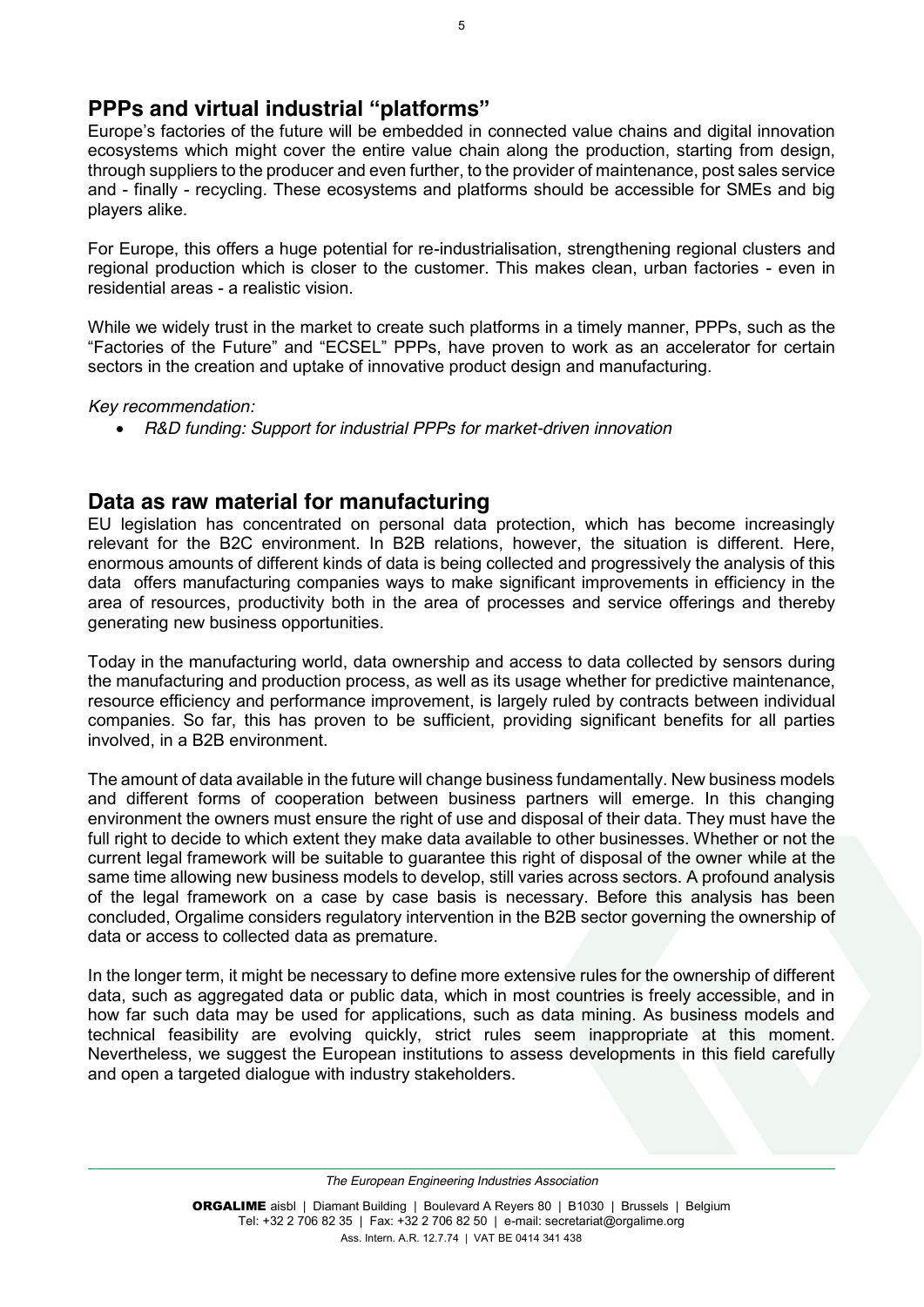## PPPs and virtual industrial "platforms"

Europe's factories of the future will be embedded in connected value chains and digital innovation ecosystems which might cover the entire value chain along the production, starting from design, through suppliers to the producer and even further, to the provider of maintenance, post sales service and - finally - recycling. These ecosystems and platforms should be accessible for SMEs and big players alike.

For Europe, this offers a huge potential for re-industrialisation, strengthening regional clusters and regional production which is closer to the customer. This makes clean, urban factories - even in residential areas - a realistic vision.

While we widely trust in the market to create such platforms in a timely manner, PPPs, such as the "Factories of the Future" and "ECSEL" PPPs, have proven to work as an accelerator for certain sectors in the creation and uptake of innovative product design and manufacturing.

*Key recommendation:*

- *R&D funding: Support for industrial PPPs for market-driven innovation*

## Data as raw material for manufacturing

EU legislation has concentrated on personal data protection, which has become increasingly relevant for the B2C environment. In B2B relations, however, the situation is different. Here, enormous amounts of different kinds of data is being collected and progressively the analysis of this data offers manufacturing companies ways to make significant improvements in efficiency in the area of resources, productivity both in the area of processes and service offerings and thereby generating new business opportunities.

Today in the manufacturing world, data ownership and access to data collected by sensors during the manufacturing and production process, as well as its usage whether for predictive maintenance, resource efficiency and performance improvement, is largely ruled by contracts between individual companies. So far, this has proven to be sufficient, providing significant benefits for all parties involved, in a B2B environment.

The amount of data available in the future will change business fundamentally. New business models and different forms of cooperation between business partners will emerge. In this changing environment the owners must ensure the right of use and disposal of their data. They must have the full right to decide to which extent they make data available to other businesses. Whether or not the current legal framework will be suitable to guarantee this right of disposal of the owner while at the same time allowing new business models to develop, still varies across sectors. A profound analysis of the legal framework on a case by case basis is necessary. Before this analysis has been concluded, Orgalime considers regulatory intervention in the B2B sector governing the ownership of data or access to collected data as premature.

In the longer term, it might be necessary to define more extensive rules for the ownership of different data, such as aggregated data or public data, which in most countries is freely accessible, and in how far such data may be used for applications, such as data mining. As business models and technical feasibility are evolving quickly, strict rules seem inappropriate at this moment. Nevertheless, we suggest the European institutions to assess developments in this field carefully and open a targeted dialogue with industry stakeholders.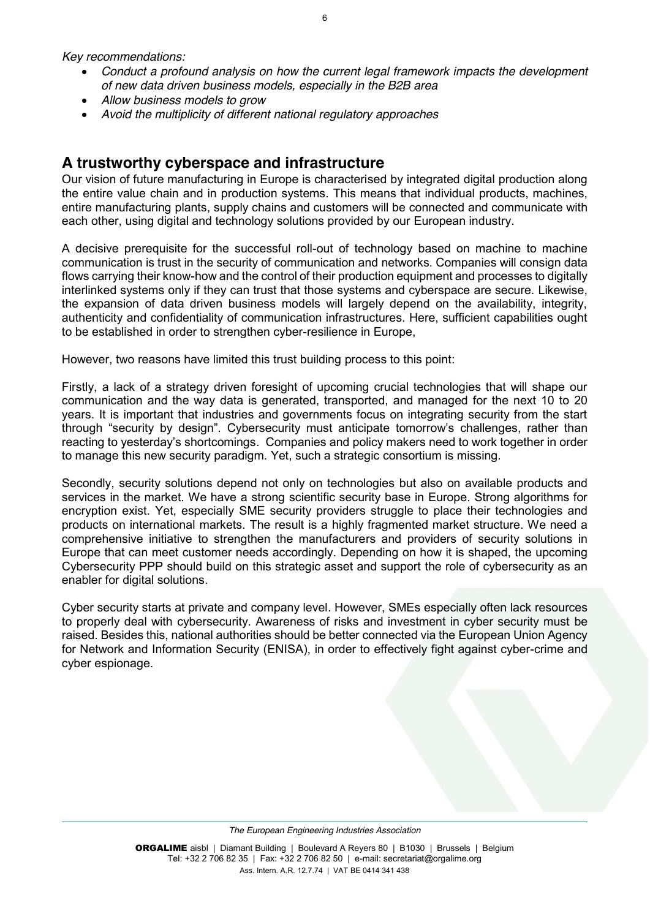*Key recommendations:*

- *Conduct a profound analysis on how the current legal framework impacts the development of new data driven business models, especially in the B2B area*
- *Allow business models to grow*
- *Avoid the multiplicity of different national regulatory approaches*

## A trustworthy cyberspace and infrastructure

Our vision of future manufacturing in Europe is characterised by integrated digital production along the entire value chain and in production systems. This means that individual products, machines, entire manufacturing plants, supply chains and customers will be connected and communicate with each other, using digital and technology solutions provided by our European industry.

A decisive prerequisite for the successful roll-out of technology based on machine to machine communication is trust in the security of communication and networks. Companies will consign data flows carrying their know-how and the control of their production equipment and processes to digitally interlinked systems only if they can trust that those systems and cyberspace are secure. Likewise, the expansion of data driven business models will largely depend on the availability, integrity, authenticity and confidentiality of communication infrastructures. Here, sufficient capabilities ought to be established in order to strengthen cyber-resilience in Europe,

However, two reasons have limited this trust building process to this point:

Firstly, a lack of a strategy driven foresight of upcoming crucial technologies that will shape our communication and the way data is generated, transported, and managed for the next 10 to 20 years. It is important that industries and governments focus on integrating security from the start through "security by design". Cybersecurity must anticipate tomorrow's challenges, rather than reacting to yesterday's shortcomings. Companies and policy makers need to work together in order to manage this new security paradigm. Yet, such a strategic consortium is missing.

Secondly, security solutions depend not only on technologies but also on available products and services in the market. We have a strong scientific security base in Europe. Strong algorithms for encryption exist. Yet, especially SME security providers struggle to place their technologies and products on international markets. The result is a highly fragmented market structure. We need a comprehensive initiative to strengthen the manufacturers and providers of security solutions in Europe that can meet customer needs accordingly. Depending on how it is shaped, the upcoming Cybersecurity PPP should build on this strategic asset and support the role of cybersecurity as an enabler for digital solutions.

Cyber security starts at private and company level. However, SMEs especially often lack resources to properly deal with cybersecurity. Awareness of risks and investment in cyber security must be raised. Besides this, national authorities should be better connected via the European Union Agency for Network and Information Security (ENISA), in order to effectively fight against cyber-crime and cyber espionage.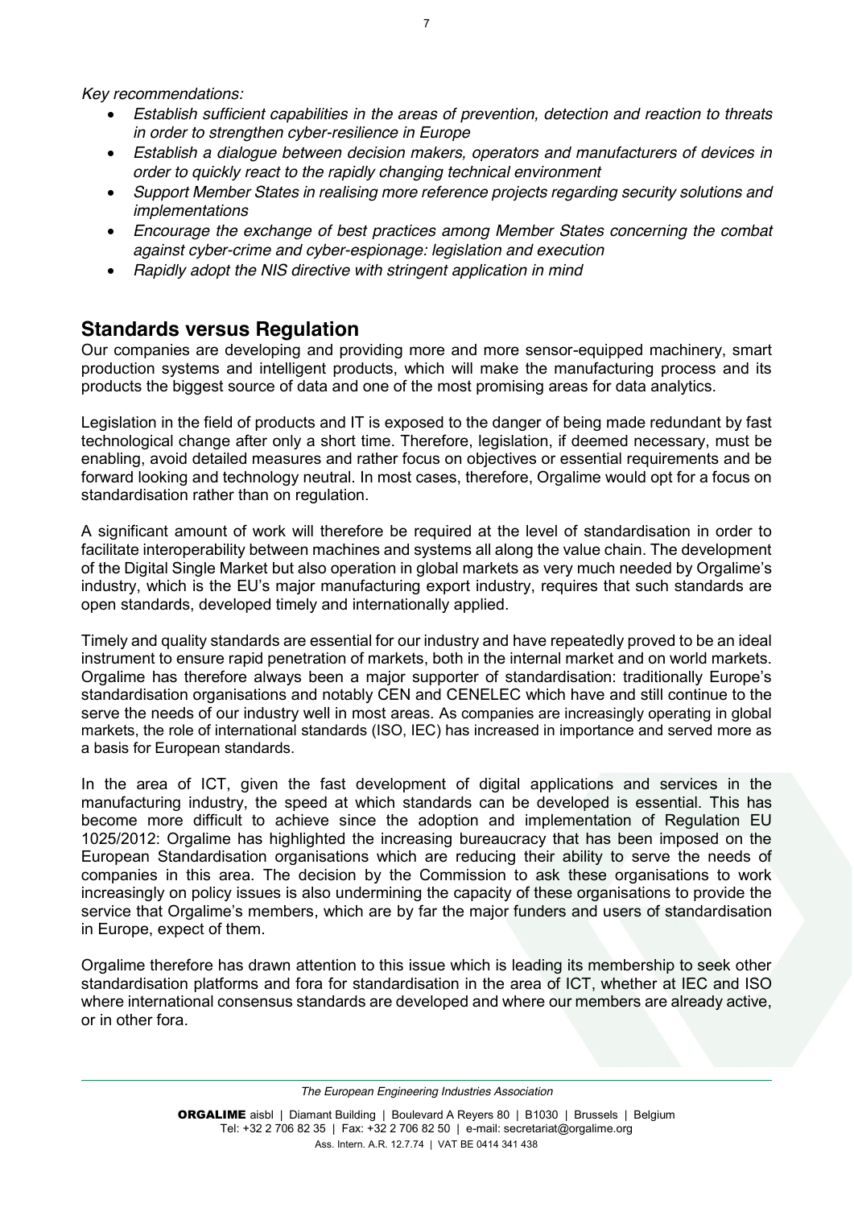*Key recommendations:*

- *Establish sufficient capabilities in the areas of prevention, detection and reaction to threats in order to strengthen cyber-resilience in Europe*
- *Establish a dialogue between decision makers, operators and manufacturers of devices in order to quickly react to the rapidly changing technical environment*
- *Support Member States in realising more reference projects regarding security solutions and implementations*
- *Encourage the exchange of best practices among Member States concerning the combat against cyber-crime and cyber-espionage: legislation and execution*
- *Rapidly adopt the NIS directive with stringent application in mind*

## Standards versus Regulation

Our companies are developing and providing more and more sensor-equipped machinery, smart production systems and intelligent products, which will make the manufacturing process and its products the biggest source of data and one of the most promising areas for data analytics.

Legislation in the field of products and IT is exposed to the danger of being made redundant by fast technological change after only a short time. Therefore, legislation, if deemed necessary, must be enabling, avoid detailed measures and rather focus on objectives or essential requirements and be forward looking and technology neutral. In most cases, therefore, Orgalime would opt for a focus on standardisation rather than on regulation.

A significant amount of work will therefore be required at the level of standardisation in order to facilitate interoperability between machines and systems all along the value chain. The development of the Digital Single Market but also operation in global markets as very much needed by Orgalime's industry, which is the EU's major manufacturing export industry, requires that such standards are open standards, developed timely and internationally applied.

Timely and quality standards are essential for our industry and have repeatedly proved to be an ideal instrument to ensure rapid penetration of markets, both in the internal market and on world markets. Orgalime has therefore always been a major supporter of standardisation: traditionally Europe's standardisation organisations and notably CEN and CENELEC which have and still continue to the serve the needs of our industry well in most areas. As companies are increasingly operating in global markets, the role of international standards (ISO, IEC) has increased in importance and served more as a basis for European standards.

In the area of ICT, given the fast development of digital applications and services in the manufacturing industry, the speed at which standards can be developed is essential. This has become more difficult to achieve since the adoption and implementation of Regulation EU 1025/2012: Orgalime has highlighted the increasing bureaucracy that has been imposed on the European Standardisation organisations which are reducing their ability to serve the needs of companies in this area. The decision by the Commission to ask these organisations to work increasingly on policy issues is also undermining the capacity of these organisations to provide the service that Orgalime's members, which are by far the major funders and users of standardisation in Europe, expect of them.

Orgalime therefore has drawn attention to this issue which is leading its membership to seek other standardisation platforms and fora for standardisation in the area of ICT, whether at IEC and ISO where international consensus standards are developed and where our members are already active, or in other fora.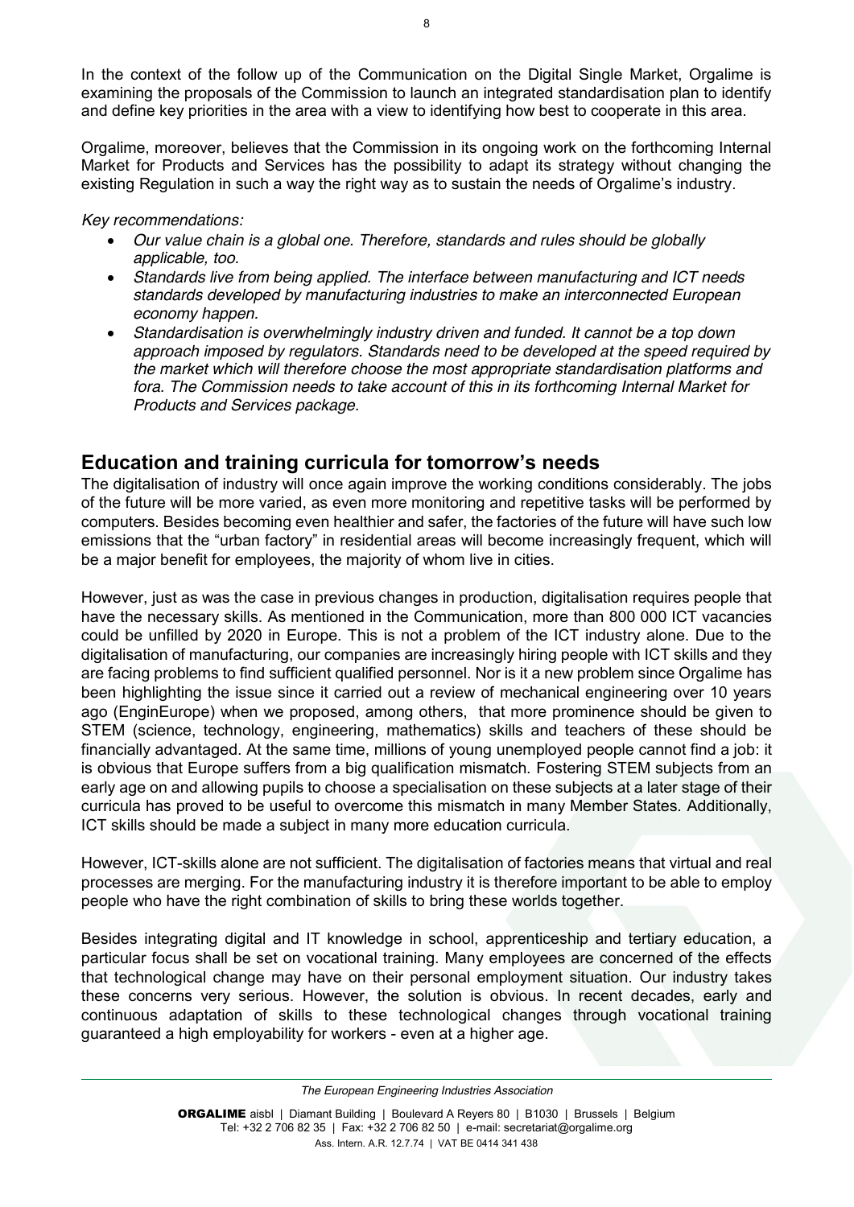In the context of the follow up of the Communication on the Digital Single Market, Orgalime is examining the proposals of the Commission to launch an integrated standardisation plan to identify and define key priorities in the area with a view to identifying how best to cooperate in this area.

Orgalime, moreover, believes that the Commission in its ongoing work on the forthcoming Internal Market for Products and Services has the possibility to adapt its strategy without changing the existing Regulation in such a way the right way as to sustain the needs of Orgalime's industry.

*Key recommendations:*

- *Our value chain is a global one. Therefore, standards and rules should be globally applicable, too.*
- *Standards live from being applied. The interface between manufacturing and ICT needs standards developed by manufacturing industries to make an interconnected European economy happen.*
- *Standardisation is overwhelmingly industry driven and funded. It cannot be a top down approach imposed by regulators. Standards need to be developed at the speed required by the market which will therefore choose the most appropriate standardisation platforms and fora. The Commission needs to take account of this in its forthcoming Internal Market for Products and Services package.*

## Education and training curricula for tomorrow's needs

The digitalisation of industry will once again improve the working conditions considerably. The jobs of the future will be more varied, as even more monitoring and repetitive tasks will be performed by computers. Besides becoming even healthier and safer, the factories of the future will have such low emissions that the "urban factory" in residential areas will become increasingly frequent, which will be a major benefit for employees, the majority of whom live in cities.

However, just as was the case in previous changes in production, digitalisation requires people that have the necessary skills. As mentioned in the Communication, more than 800 000 ICT vacancies could be unfilled by 2020 in Europe. This is not a problem of the ICT industry alone. Due to the digitalisation of manufacturing, our companies are increasingly hiring people with ICT skills and they are facing problems to find sufficient qualified personnel. Nor is it a new problem since Orgalime has been highlighting the issue since it carried out a review of mechanical engineering over 10 years ago (EnginEurope) when we proposed, among others, that more prominence should be given to STEM (science, technology, engineering, mathematics) skills and teachers of these should be financially advantaged. At the same time, millions of young unemployed people cannot find a job: it is obvious that Europe suffers from a big qualification mismatch. Fostering STEM subjects from an early age on and allowing pupils to choose a specialisation on these subjects at a later stage of their curricula has proved to be useful to overcome this mismatch in many Member States. Additionally, ICT skills should be made a subject in many more education curricula.

However, ICT-skills alone are not sufficient. The digitalisation of factories means that virtual and real processes are merging. For the manufacturing industry it is therefore important to be able to employ people who have the right combination of skills to bring these worlds together.

Besides integrating digital and IT knowledge in school, apprenticeship and tertiary education, a particular focus shall be set on vocational training. Many employees are concerned of the effects that technological change may have on their personal employment situation. Our industry takes these concerns very serious. However, the solution is obvious. In recent decades, early and continuous adaptation of skills to these technological changes through vocational training guaranteed a high employability for workers - even at a higher age.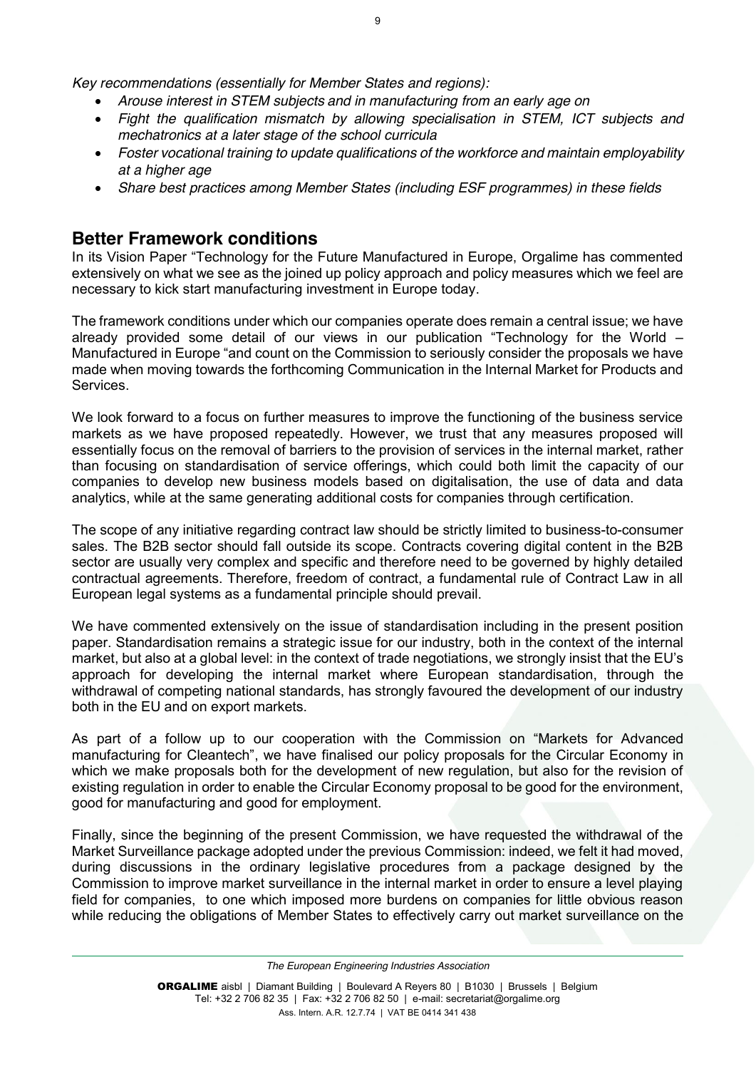*Key recommendations (essentially for Member States and regions):*

- *Arouse interest in STEM subjects and in manufacturing from an early age on*
- *Fight the qualification mismatch by allowing specialisation in STEM, ICT subjects and mechatronics at a later stage of the school curricula*
- *Foster vocational training to update qualifications of the workforce and maintain employability at a higher age*
- *Share best practices among Member States (including ESF programmes) in these fields*

## Better Framework conditions

In its Vision Paper "Technology for the Future Manufactured in Europe, Orgalime has commented extensively on what we see as the joined up policy approach and policy measures which we feel are necessary to kick start manufacturing investment in Europe today.

The framework conditions under which our companies operate does remain a central issue; we have already provided some detail of our views in our publication "Technology for the World – Manufactured in Europe "and count on the Commission to seriously consider the proposals we have made when moving towards the forthcoming Communication in the Internal Market for Products and Services.

We look forward to a focus on further measures to improve the functioning of the business service markets as we have proposed repeatedly. However, we trust that any measures proposed will essentially focus on the removal of barriers to the provision of services in the internal market, rather than focusing on standardisation of service offerings, which could both limit the capacity of our companies to develop new business models based on digitalisation, the use of data and data analytics, while at the same generating additional costs for companies through certification.

The scope of any initiative regarding contract law should be strictly limited to business-to-consumer sales. The B2B sector should fall outside its scope. Contracts covering digital content in the B2B sector are usually very complex and specific and therefore need to be governed by highly detailed contractual agreements. Therefore, freedom of contract, a fundamental rule of Contract Law in all European legal systems as a fundamental principle should prevail.

We have commented extensively on the issue of standardisation including in the present position paper. Standardisation remains a strategic issue for our industry, both in the context of the internal market, but also at a global level: in the context of trade negotiations, we strongly insist that the EU's approach for developing the internal market where European standardisation, through the withdrawal of competing national standards, has strongly favoured the development of our industry both in the EU and on export markets.

As part of a follow up to our cooperation with the Commission on "Markets for Advanced manufacturing for Cleantech", we have finalised our policy proposals for the Circular Economy in which we make proposals both for the development of new regulation, but also for the revision of existing regulation in order to enable the Circular Economy proposal to be good for the environment, good for manufacturing and good for employment.

Finally, since the beginning of the present Commission, we have requested the withdrawal of the Market Surveillance package adopted under the previous Commission: indeed, we felt it had moved, during discussions in the ordinary legislative procedures from a package designed by the Commission to improve market surveillance in the internal market in order to ensure a level playing field for companies, to one which imposed more burdens on companies for little obvious reason while reducing the obligations of Member States to effectively carry out market surveillance on the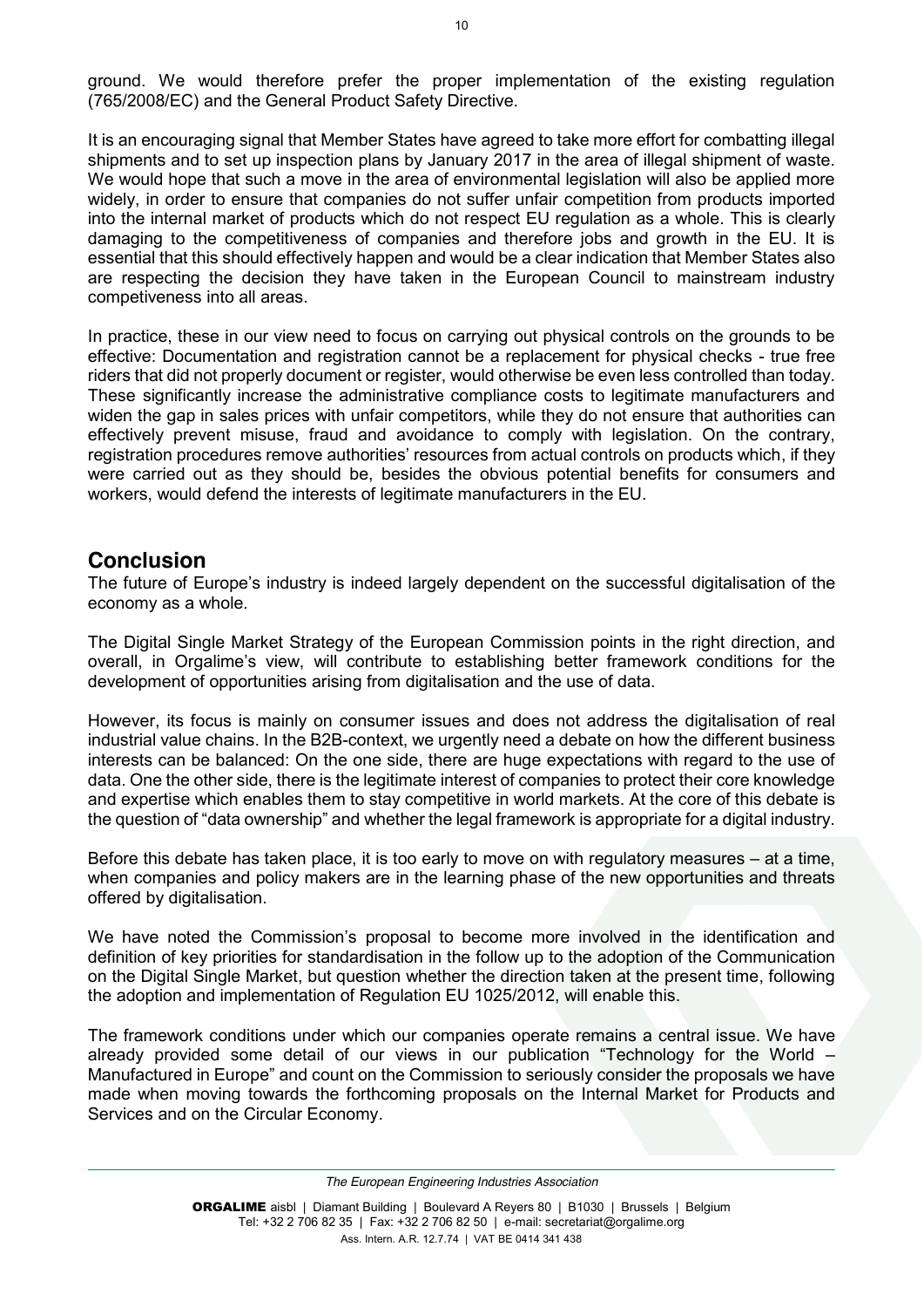ground. We would therefore prefer the proper implementation of the existing regulation (765/2008/EC) and the General Product Safety Directive.

It is an encouraging signal that Member States have agreed to take more effort for combatting illegal shipments and to set up inspection plans by January 2017 in the area of illegal shipment of waste. We would hope that such a move in the area of environmental legislation will also be applied more widely, in order to ensure that companies do not suffer unfair competition from products imported into the internal market of products which do not respect EU regulation as a whole. This is clearly damaging to the competitiveness of companies and therefore jobs and growth in the EU. It is essential that this should effectively happen and would be a clear indication that Member States also are respecting the decision they have taken in the European Council to mainstream industry competiveness into all areas.

In practice, these in our view need to focus on carrying out physical controls on the grounds to be effective: Documentation and registration cannot be a replacement for physical checks - true free riders that did not properly document or register, would otherwise be even less controlled than today. These significantly increase the administrative compliance costs to legitimate manufacturers and widen the gap in sales prices with unfair competitors, while they do not ensure that authorities can effectively prevent misuse, fraud and avoidance to comply with legislation. On the contrary, registration procedures remove authorities' resources from actual controls on products which, if they were carried out as they should be, besides the obvious potential benefits for consumers and workers, would defend the interests of legitimate manufacturers in the EU.

## Conclusion

The future of Europe's industry is indeed largely dependent on the successful digitalisation of the economy as a whole.

The Digital Single Market Strategy of the European Commission points in the right direction, and overall, in Orgalime's view, will contribute to establishing better framework conditions for the development of opportunities arising from digitalisation and the use of data.

However, its focus is mainly on consumer issues and does not address the digitalisation of real industrial value chains. In the B2B-context, we urgently need a debate on how the different business interests can be balanced: On the one side, there are huge expectations with regard to the use of data. One the other side, there is the legitimate interest of companies to protect their core knowledge and expertise which enables them to stay competitive in world markets. At the core of this debate is the question of "data ownership" and whether the legal framework is appropriate for a digital industry.

Before this debate has taken place, it is too early to move on with regulatory measures – at a time, when companies and policy makers are in the learning phase of the new opportunities and threats offered by digitalisation.

We have noted the Commission's proposal to become more involved in the identification and definition of key priorities for standardisation in the follow up to the adoption of the Communication on the Digital Single Market, but question whether the direction taken at the present time, following the adoption and implementation of Regulation EU 1025/2012, will enable this.

The framework conditions under which our companies operate remains a central issue. We have already provided some detail of our views in our publication "Technology for the World – Manufactured in Europe" and count on the Commission to seriously consider the proposals we have made when moving towards the forthcoming proposals on the Internal Market for Products and Services and on the Circular Economy.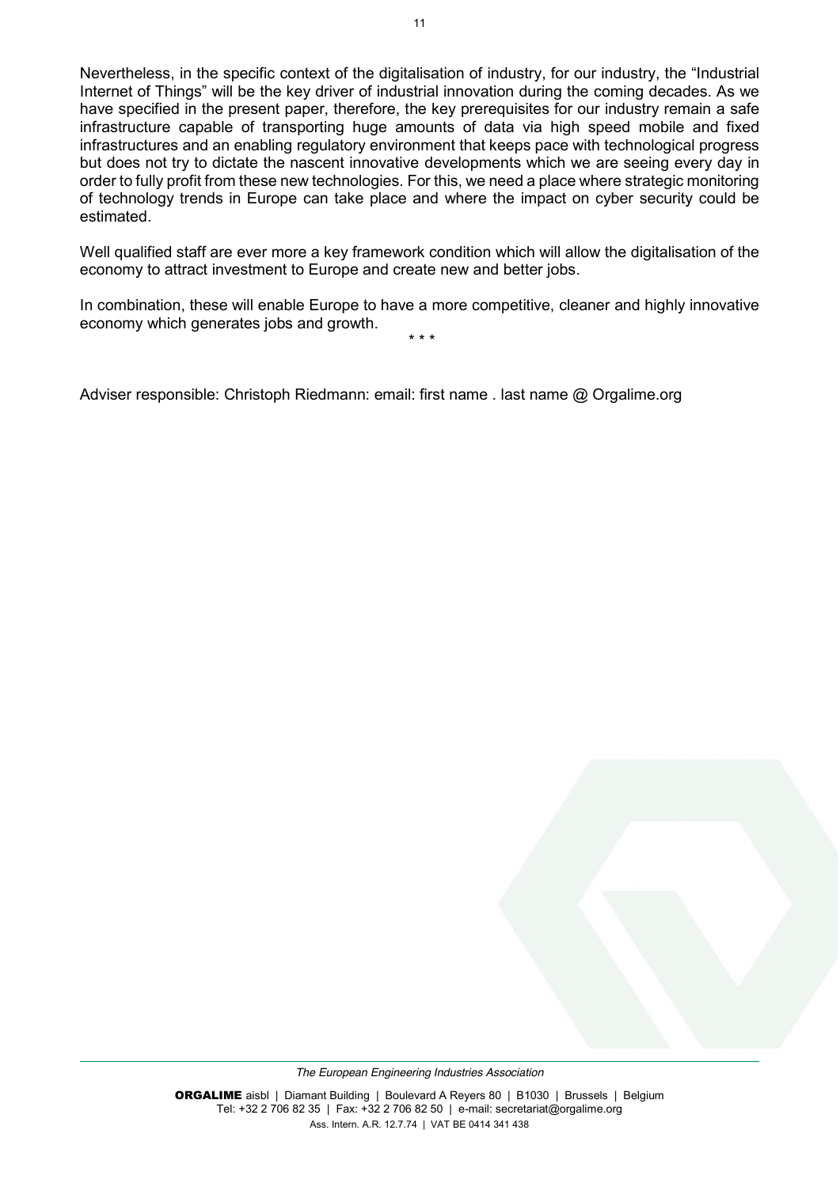Nevertheless, in the specific context of the digitalisation of industry, for our industry, the "Industrial Internet of Things" will be the key driver of industrial innovation during the coming decades. As we have specified in the present paper, therefore, the key prerequisites for our industry remain a safe infrastructure capable of transporting huge amounts of data via high speed mobile and fixed infrastructures and an enabling regulatory environment that keeps pace with technological progress but does not try to dictate the nascent innovative developments which we are seeing every day in order to fully profit from these new technologies. For this, we need a place where strategic monitoring of technology trends in Europe can take place and where the impact on cyber security could be estimated.

Well qualified staff are ever more a key framework condition which will allow the digitalisation of the economy to attract investment to Europe and create new and better jobs.

In combination, these will enable Europe to have a more competitive, cleaner and highly innovative economy which generates jobs and growth.

\* \* \*

Adviser responsible: Christoph Riedmann: email: first name . last name @ Orgalime.org

*The European Engineering Industries Association*

**ORGALIME** aisbl | Diamant Building | Boulevard A Reyers 80 | B1030 | Brussels | Belgium
Tel: +32 2 706 82 35 | Fax: +32 2 706 82 50 | e-mail: secretariat@orgalime.org
Ass. Intern. A.R. 12.7.74 | VAT BE 0414 341 438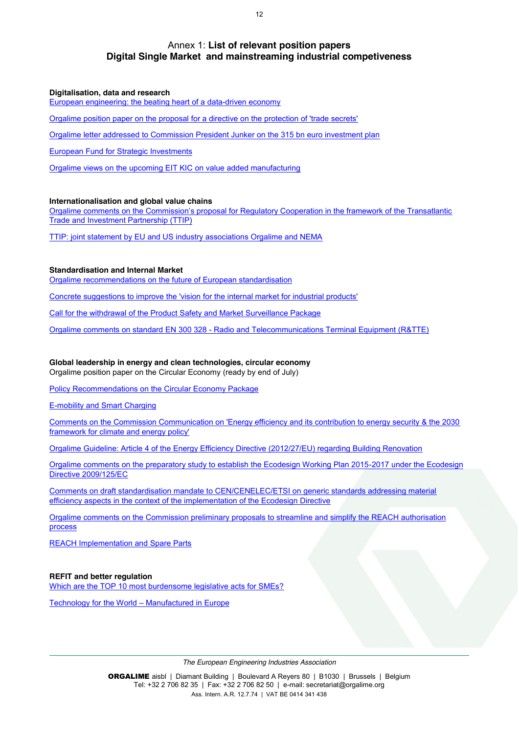# Annex 1: **List of relevant position papers**
# **Digital Single Market and mainstreaming industrial competiveness**

**Digitalisation, data and research**

European engineering: the beating heart of a data-driven economy

Orgalime position paper on the proposal for a directive on the protection of 'trade secrets'

Orgalime letter addressed to Commission President Junker on the 315 bn euro investment plan

European Fund for Strategic Investments

Orgalime views on the upcoming EIT KIC on value added manufacturing

**Internationalisation and global value chains**

Orgalime comments on the Commission's proposal for Regulatory Cooperation in the framework of the Transatlantic Trade and Investment Partnership (TTIP)

TTIP: joint statement by EU and US industry associations Orgalime and NEMA

**Standardisation and Internal Market**

Orgalime recommendations on the future of European standardisation

Concrete suggestions to improve the 'vision for the internal market for industrial products'

Call for the withdrawal of the Product Safety and Market Surveillance Package

Orgalime comments on standard EN 300 328 - Radio and Telecommunications Terminal Equipment (R&TTE)

**Global leadership in energy and clean technologies, circular economy**

Orgalime position paper on the Circular Economy (ready by end of July)

Policy Recommendations on the Circular Economy Package

E-mobility and Smart Charging

Comments on the Commission Communication on 'Energy efficiency and its contribution to energy security & the 2030 framework for climate and energy policy'

Orgalime Guideline: Article 4 of the Energy Efficiency Directive (2012/27/EU) regarding Building Renovation

Orgalime comments on the preparatory study to establish the Ecodesign Working Plan 2015-2017 under the Ecodesign Directive 2009/125/EC

Comments on draft standardisation mandate to CEN/CENELEC/ETSI on generic standards addressing material efficiency aspects in the context of the implementation of the Ecodesign Directive

Orgalime comments on the Commission preliminary proposals to streamline and simplify the REACH authorisation process

REACH Implementation and Spare Parts

**REFIT and better regulation**

Which are the TOP 10 most burdensome legislative acts for SMEs?

Technology for the World – Manufactured in Europe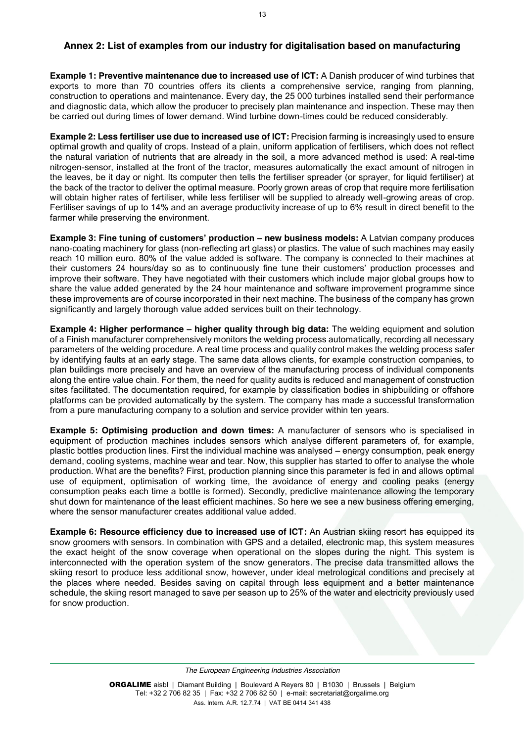## Annex 2: List of examples from our industry for digitalisation based on manufacturing

**Example 1: Preventive maintenance due to increased use of ICT:** A Danish producer of wind turbines that exports to more than 70 countries offers its clients a comprehensive service, ranging from planning, construction to operations and maintenance. Every day, the 25 000 turbines installed send their performance and diagnostic data, which allow the producer to precisely plan maintenance and inspection. These may then be carried out during times of lower demand. Wind turbine down-times could be reduced considerably.

**Example 2: Less fertiliser use due to increased use of ICT:** Precision farming is increasingly used to ensure optimal growth and quality of crops. Instead of a plain, uniform application of fertilisers, which does not reflect the natural variation of nutrients that are already in the soil, a more advanced method is used: A real-time nitrogen-sensor, installed at the front of the tractor, measures automatically the exact amount of nitrogen in the leaves, be it day or night. Its computer then tells the fertiliser spreader (or sprayer, for liquid fertiliser) at the back of the tractor to deliver the optimal measure. Poorly grown areas of crop that require more fertilisation will obtain higher rates of fertiliser, while less fertiliser will be supplied to already well-growing areas of crop. Fertiliser savings of up to 14% and an average productivity increase of up to 6% result in direct benefit to the farmer while preserving the environment.

**Example 3: Fine tuning of customers' production – new business models:** A Latvian company produces nano-coating machinery for glass (non-reflecting art glass) or plastics. The value of such machines may easily reach 10 million euro. 80% of the value added is software. The company is connected to their machines at their customers 24 hours/day so as to continuously fine tune their customers' production processes and improve their software. They have negotiated with their customers which include major global groups how to share the value added generated by the 24 hour maintenance and software improvement programme since these improvements are of course incorporated in their next machine. The business of the company has grown significantly and largely thorough value added services built on their technology.

**Example 4: Higher performance – higher quality through big data:** The welding equipment and solution of a Finish manufacturer comprehensively monitors the welding process automatically, recording all necessary parameters of the welding procedure. A real time process and quality control makes the welding process safer by identifying faults at an early stage. The same data allows clients, for example construction companies, to plan buildings more precisely and have an overview of the manufacturing process of individual components along the entire value chain. For them, the need for quality audits is reduced and management of construction sites facilitated. The documentation required, for example by classification bodies in shipbuilding or offshore platforms can be provided automatically by the system. The company has made a successful transformation from a pure manufacturing company to a solution and service provider within ten years.

**Example 5: Optimising production and down times:** A manufacturer of sensors who is specialised in equipment of production machines includes sensors which analyse different parameters of, for example, plastic bottles production lines. First the individual machine was analysed – energy consumption, peak energy demand, cooling systems, machine wear and tear. Now, this supplier has started to offer to analyse the whole production. What are the benefits? First, production planning since this parameter is fed in and allows optimal use of equipment, optimisation of working time, the avoidance of energy and cooling peaks (energy consumption peaks each time a bottle is formed). Secondly, predictive maintenance allowing the temporary shut down for maintenance of the least efficient machines. So here we see a new business offering emerging, where the sensor manufacturer creates additional value added.

**Example 6: Resource efficiency due to increased use of ICT:** An Austrian skiing resort has equipped its snow groomers with sensors. In combination with GPS and a detailed, electronic map, this system measures the exact height of the snow coverage when operational on the slopes during the night. This system is interconnected with the operation system of the snow generators. The precise data transmitted allows the skiing resort to produce less additional snow, however, under ideal metrological conditions and precisely at the places where needed. Besides saving on capital through less equipment and a better maintenance schedule, the skiing resort managed to save per season up to 25% of the water and electricity previously used for snow production.